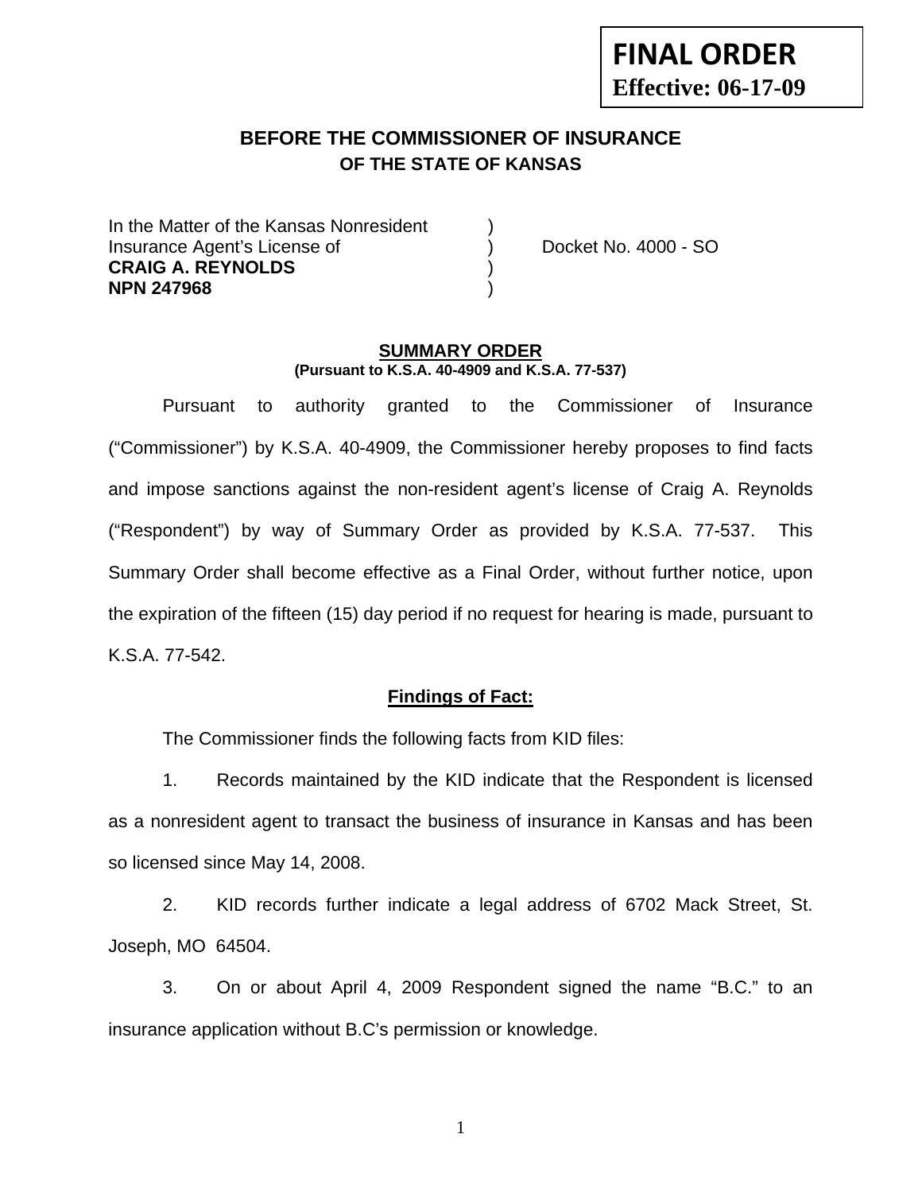**FINAL ORDER**
**Effective: 06-17-09**

## BEFORE THE COMMISSIONER OF INSURANCE
### OF THE STATE OF KANSAS

In the Matter of the Kansas Nonresident )
Insurance Agent's License of ) Docket No. 4000 - SO
**CRAIG A. REYNOLDS** )
**NPN 247968** )

### SUMMARY ORDER
**(Pursuant to K.S.A. 40-4909 and K.S.A. 77-537)**

Pursuant to authority granted to the Commissioner of Insurance ("Commissioner") by K.S.A. 40-4909, the Commissioner hereby proposes to find facts and impose sanctions against the non-resident agent's license of Craig A. Reynolds ("Respondent") by way of Summary Order as provided by K.S.A. 77-537. This Summary Order shall become effective as a Final Order, without further notice, upon the expiration of the fifteen (15) day period if no request for hearing is made, pursuant to K.S.A. 77-542.

### Findings of Fact:

The Commissioner finds the following facts from KID files:

1. Records maintained by the KID indicate that the Respondent is licensed as a nonresident agent to transact the business of insurance in Kansas and has been so licensed since May 14, 2008.

2. KID records further indicate a legal address of 6702 Mack Street, St. Joseph, MO 64504.

3. On or about April 4, 2009 Respondent signed the name "B.C." to an insurance application without B.C's permission or knowledge.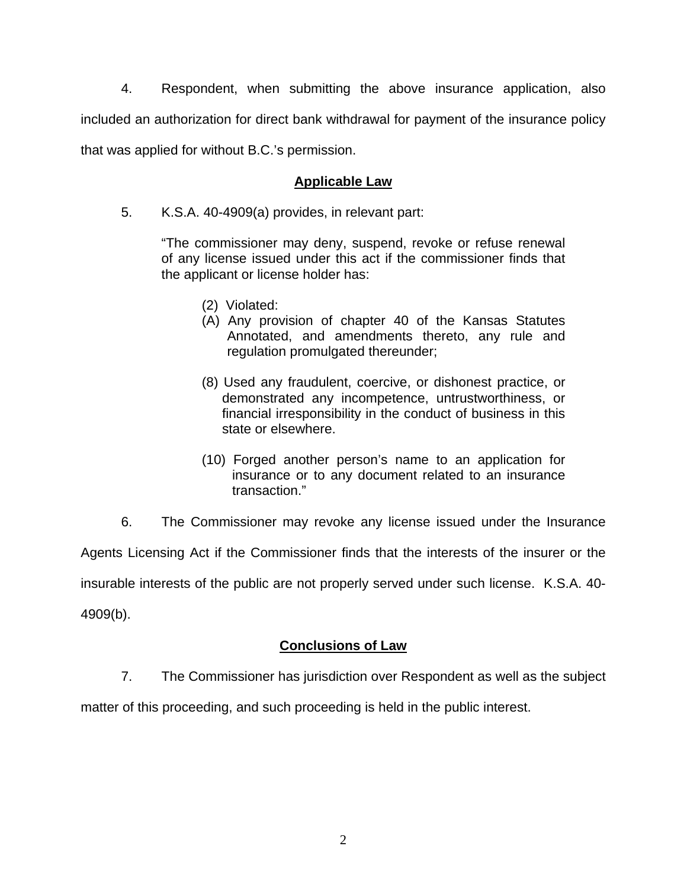4. Respondent, when submitting the above insurance application, also included an authorization for direct bank withdrawal for payment of the insurance policy that was applied for without B.C.'s permission.

**Applicable Law**

5. K.S.A. 40-4909(a) provides, in relevant part:

> "The commissioner may deny, suspend, revoke or refuse renewal of any license issued under this act if the commissioner finds that the applicant or license holder has:
>
> (2) Violated:
> (A) Any provision of chapter 40 of the Kansas Statutes Annotated, and amendments thereto, any rule and regulation promulgated thereunder;
>
> (8) Used any fraudulent, coercive, or dishonest practice, or demonstrated any incompetence, untrustworthiness, or financial irresponsibility in the conduct of business in this state or elsewhere.
>
> (10) Forged another person's name to an application for insurance or to any document related to an insurance transaction."

6. The Commissioner may revoke any license issued under the Insurance Agents Licensing Act if the Commissioner finds that the interests of the insurer or the insurable interests of the public are not properly served under such license. K.S.A. 40-4909(b).

**Conclusions of Law**

7. The Commissioner has jurisdiction over Respondent as well as the subject matter of this proceeding, and such proceeding is held in the public interest.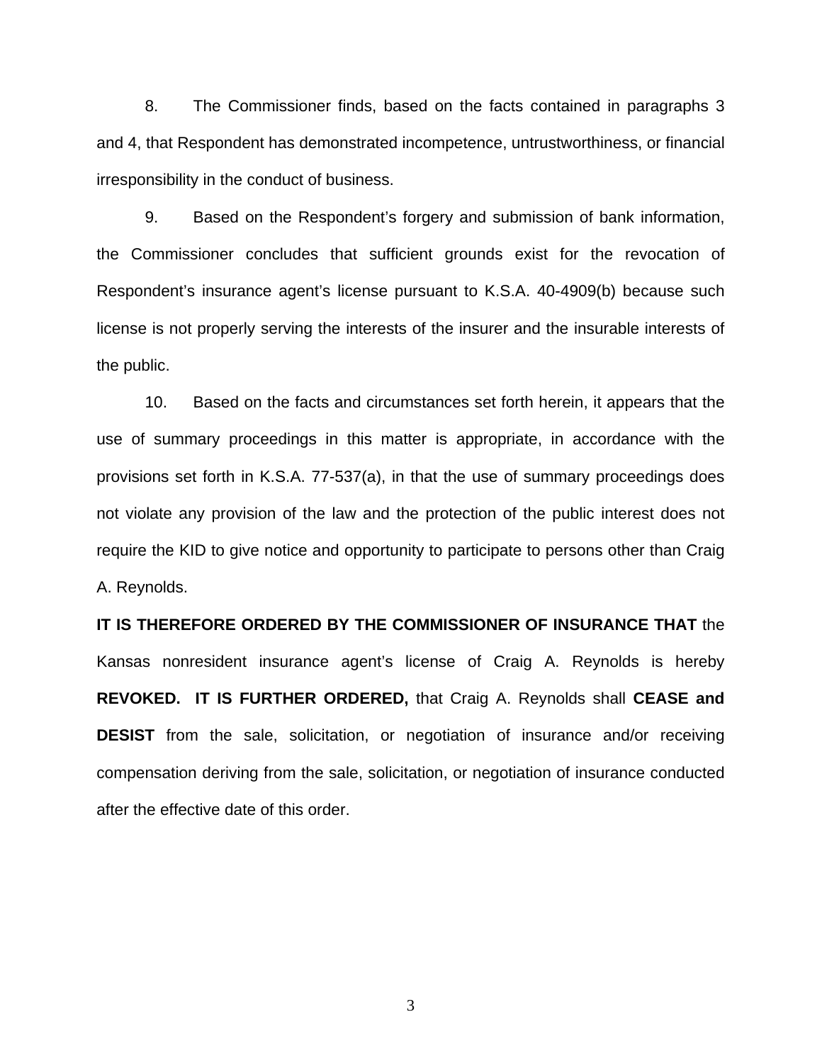8. The Commissioner finds, based on the facts contained in paragraphs 3 and 4, that Respondent has demonstrated incompetence, untrustworthiness, or financial irresponsibility in the conduct of business.

9. Based on the Respondent's forgery and submission of bank information, the Commissioner concludes that sufficient grounds exist for the revocation of Respondent's insurance agent's license pursuant to K.S.A. 40-4909(b) because such license is not properly serving the interests of the insurer and the insurable interests of the public.

10. Based on the facts and circumstances set forth herein, it appears that the use of summary proceedings in this matter is appropriate, in accordance with the provisions set forth in K.S.A. 77-537(a), in that the use of summary proceedings does not violate any provision of the law and the protection of the public interest does not require the KID to give notice and opportunity to participate to persons other than Craig A. Reynolds.

**IT IS THEREFORE ORDERED BY THE COMMISSIONER OF INSURANCE THAT** the Kansas nonresident insurance agent's license of Craig A. Reynolds is hereby **REVOKED. IT IS FURTHER ORDERED,** that Craig A. Reynolds shall **CEASE and DESIST** from the sale, solicitation, or negotiation of insurance and/or receiving compensation deriving from the sale, solicitation, or negotiation of insurance conducted after the effective date of this order.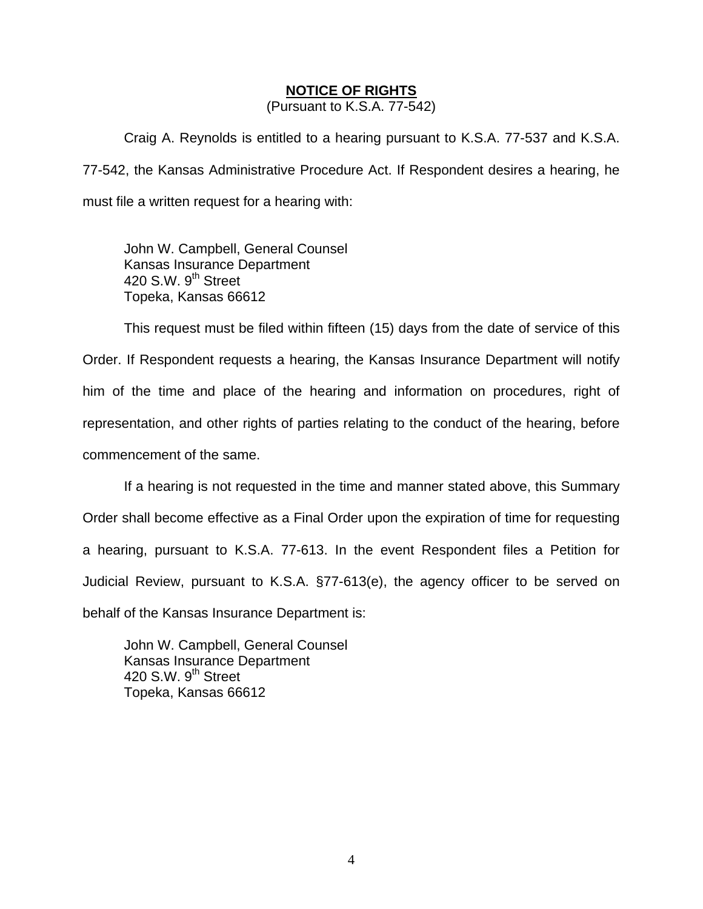**NOTICE OF RIGHTS**

(Pursuant to K.S.A. 77-542)

Craig A. Reynolds is entitled to a hearing pursuant to K.S.A. 77-537 and K.S.A. 77-542, the Kansas Administrative Procedure Act. If Respondent desires a hearing, he must file a written request for a hearing with:

John W. Campbell, General Counsel
Kansas Insurance Department
420 S.W. 9th Street
Topeka, Kansas 66612

This request must be filed within fifteen (15) days from the date of service of this Order. If Respondent requests a hearing, the Kansas Insurance Department will notify him of the time and place of the hearing and information on procedures, right of representation, and other rights of parties relating to the conduct of the hearing, before commencement of the same.

If a hearing is not requested in the time and manner stated above, this Summary Order shall become effective as a Final Order upon the expiration of time for requesting a hearing, pursuant to K.S.A. 77-613. In the event Respondent files a Petition for Judicial Review, pursuant to K.S.A. §77-613(e), the agency officer to be served on behalf of the Kansas Insurance Department is:

John W. Campbell, General Counsel
Kansas Insurance Department
420 S.W. 9th Street
Topeka, Kansas 66612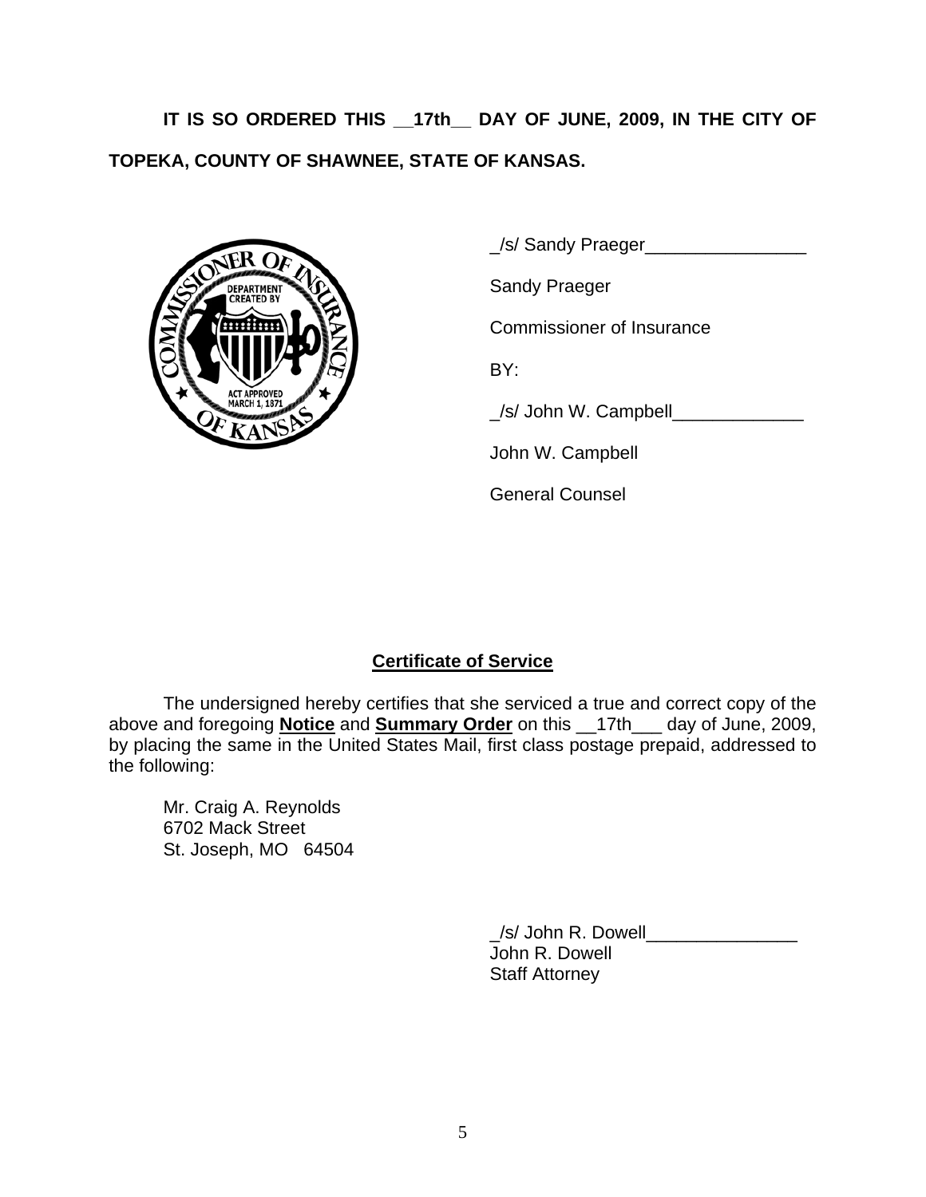**IT IS SO ORDERED THIS __17th__ DAY OF JUNE, 2009, IN THE CITY OF TOPEKA, COUNTY OF SHAWNEE, STATE OF KANSAS.**

_/s/ Sandy Praeger________________

Sandy Praeger

Commissioner of Insurance

BY:

_/s/ John W. Campbell_____________

John W. Campbell

General Counsel

**Certificate of Service**

The undersigned hereby certifies that she serviced a true and correct copy of the above and foregoing **Notice** and **Summary Order** on this __17th___ day of June, 2009, by placing the same in the United States Mail, first class postage prepaid, addressed to the following:

Mr. Craig A. Reynolds
6702 Mack Street
St. Joseph, MO 64504

_/s/ John R. Dowell_______________
John R. Dowell
Staff Attorney